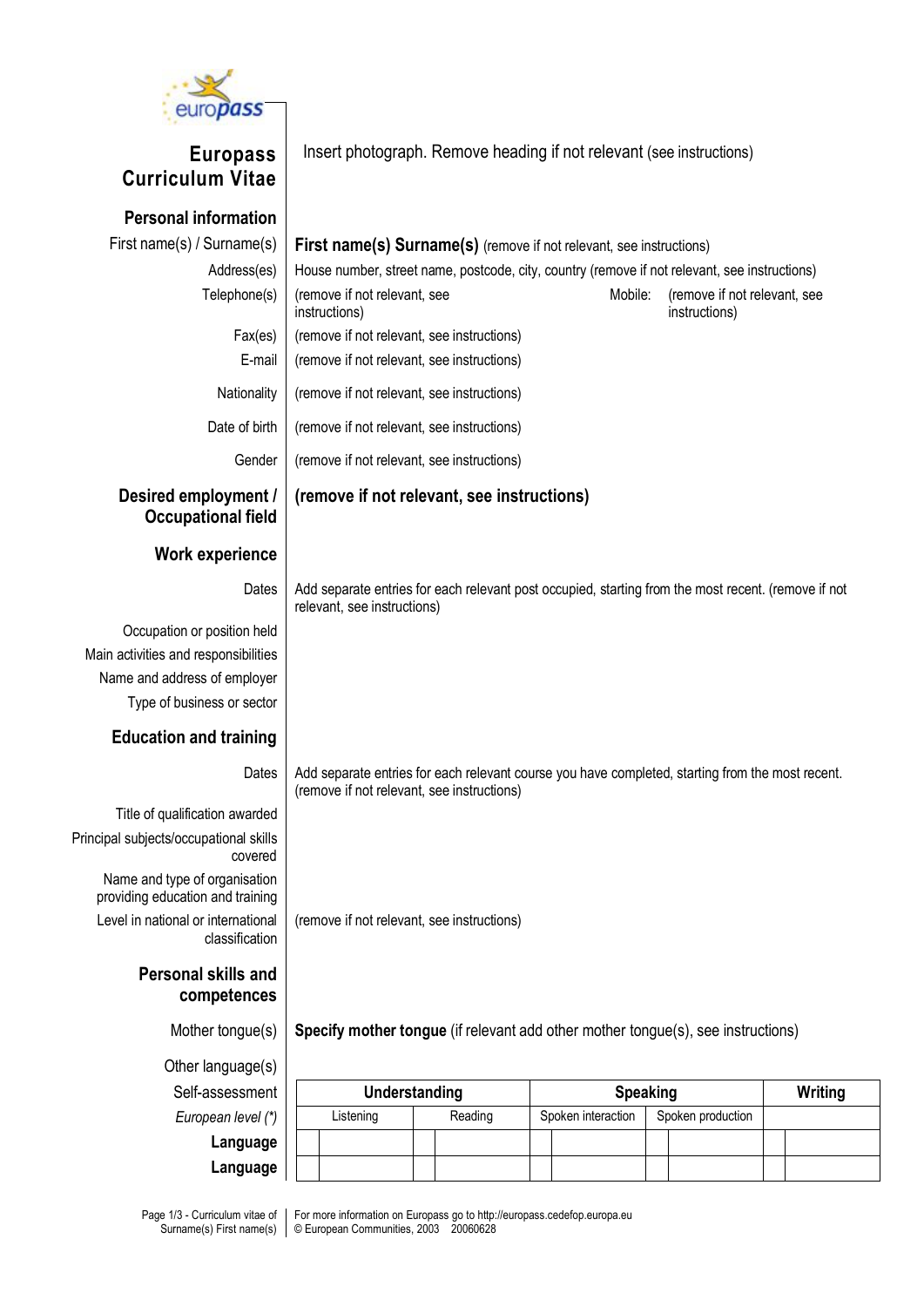europass

# Europass Curriculum Vitae

Insert photograph. Remove heading if not relevant (see instructions)

## Personal information

| | |
|---|---|
| First name(s) / Surname(s) | **First name(s) Surname(s)** (remove if not relevant, see instructions) |
| Address(es) | House number, street name, postcode, city, country (remove if not relevant, see instructions) |
| Telephone(s) | (remove if not relevant, see instructions) Mobile: (remove if not relevant, see instructions) |
| Fax(es) | (remove if not relevant, see instructions) |
| E-mail | (remove if not relevant, see instructions) |
| Nationality | (remove if not relevant, see instructions) |
| Date of birth | (remove if not relevant, see instructions) |
| Gender | (remove if not relevant, see instructions) |

## Desired employment / Occupational field

**(remove if not relevant, see instructions)**

## Work experience

| | |
|---|---|
| Dates | Add separate entries for each relevant post occupied, starting from the most recent. (remove if not relevant, see instructions) |
| Occupation or position held | |
| Main activities and responsibilities | |
| Name and address of employer | |
| Type of business or sector | |

## Education and training

| | |
|---|---|
| Dates | Add separate entries for each relevant course you have completed, starting from the most recent. (remove if not relevant, see instructions) |
| Title of qualification awarded | |
| Principal subjects/occupational skills covered | |
| Name and type of organisation providing education and training | |
| Level in national or international classification | (remove if not relevant, see instructions) |

## Personal skills and competences

| | |
|---|---|
| Mother tongue(s) | **Specify mother tongue** (if relevant add other mother tongue(s), see instructions) |
| Other language(s) | |

| Self-assessment | Understanding | | | | Speaking | | | | Writing | |
|---|---|---|---|---|---|---|---|---|---|---|
| *European level (\*)* | Listening | | Reading | | Spoken interaction | | Spoken production | | | |
| **Language** | | | | | | | | | | |
| **Language** | | | | | | | | | | |

For more information on Europass go to http://europass.cedefop.europa.eu
© European Communities, 2003 20060628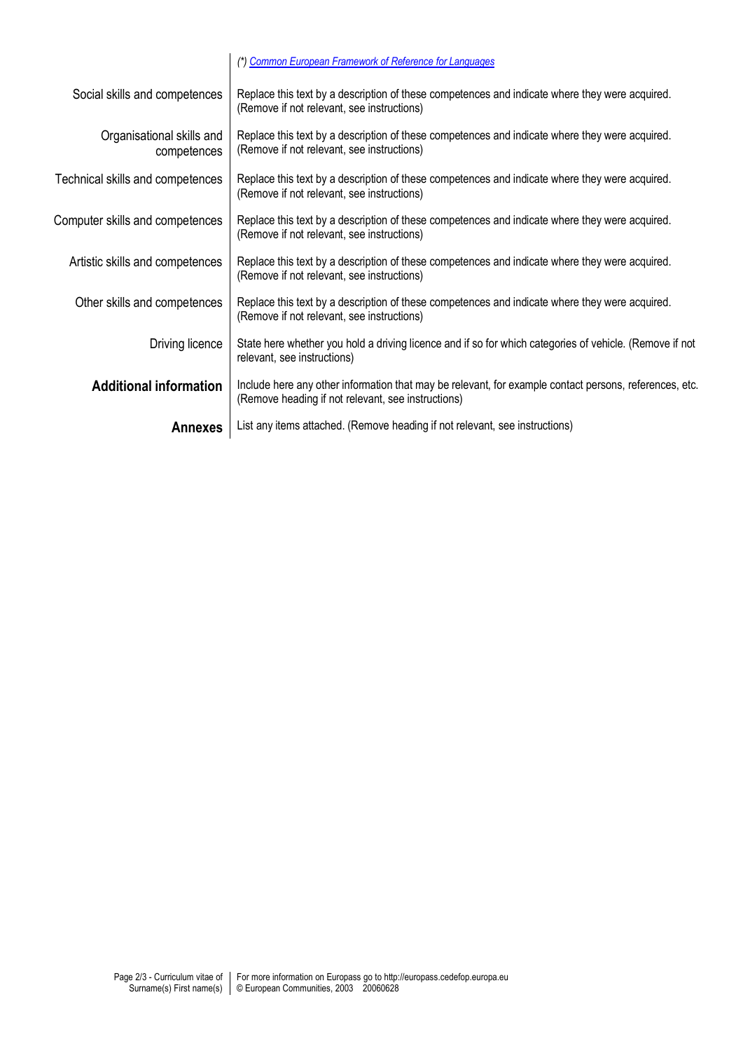*(\*) Common European Framework of Reference for Languages*

| | |
|---|---|
| Social skills and competences | Replace this text by a description of these competences and indicate where they were acquired. (Remove if not relevant, see instructions) |
| Organisational skills and competences | Replace this text by a description of these competences and indicate where they were acquired. (Remove if not relevant, see instructions) |
| Technical skills and competences | Replace this text by a description of these competences and indicate where they were acquired. (Remove if not relevant, see instructions) |
| Computer skills and competences | Replace this text by a description of these competences and indicate where they were acquired. (Remove if not relevant, see instructions) |
| Artistic skills and competences | Replace this text by a description of these competences and indicate where they were acquired. (Remove if not relevant, see instructions) |
| Other skills and competences | Replace this text by a description of these competences and indicate where they were acquired. (Remove if not relevant, see instructions) |
| Driving licence | State here whether you hold a driving licence and if so for which categories of vehicle. (Remove if not relevant, see instructions) |
| **Additional information** | Include here any other information that may be relevant, for example contact persons, references, etc. (Remove heading if not relevant, see instructions) |
| **Annexes** | List any items attached. (Remove heading if not relevant, see instructions) |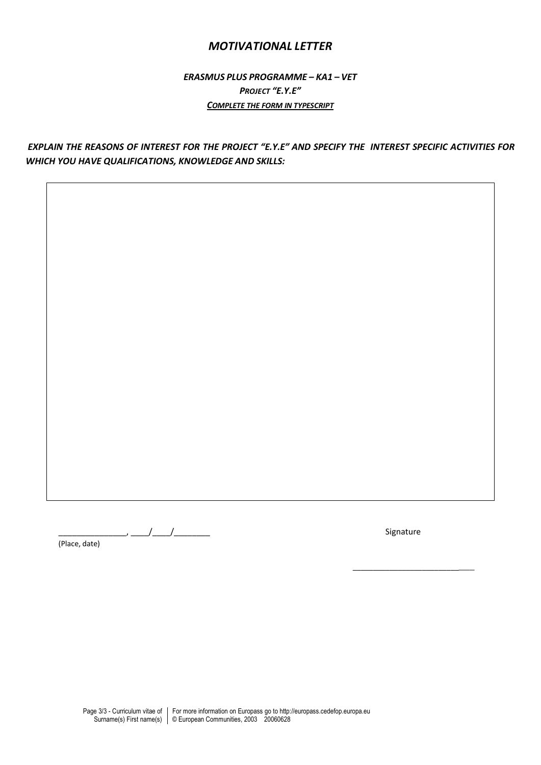# *MOTIVATIONAL LETTER*

***ERASMUS PLUS PROGRAMME – KA1 – VET***

***PROJECT "E.Y.E"***

***COMPLETE THE FORM IN TYPESCRIPT***

***EXPLAIN THE REASONS OF INTEREST FOR THE PROJECT "E.Y.E" AND SPECIFY THE INTEREST SPECIFIC ACTIVITIES FOR WHICH YOU HAVE QUALIFICATIONS, KNOWLEDGE AND SKILLS:***

| |
|---|
| |

_______________, ____/____/________

(Place, date)

Signature

___________________________